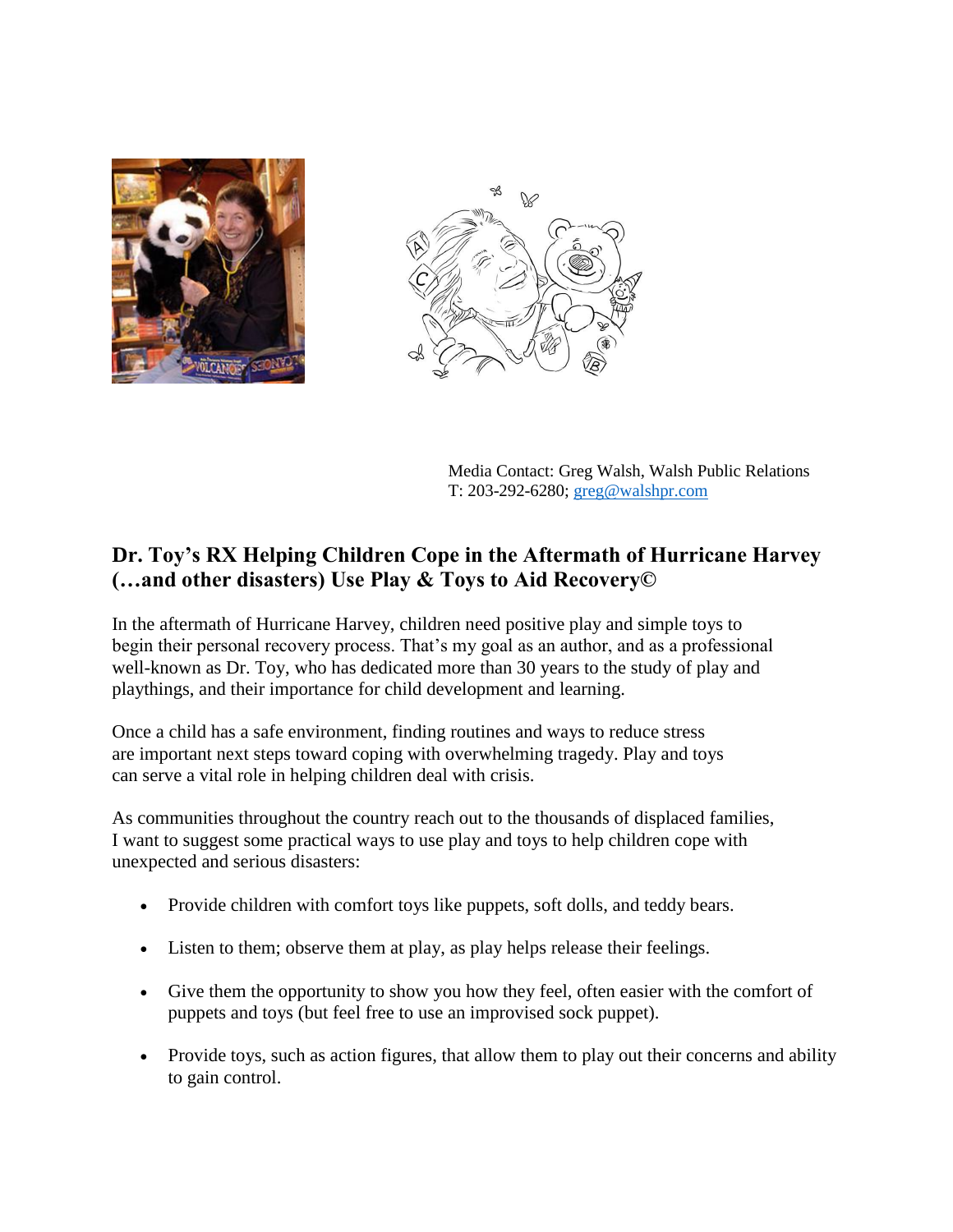Media Contact: Greg Walsh, Walsh Public Relations
T: 203-292-6280; greg@walshpr.com

## Dr. Toy's RX Helping Children Cope in the Aftermath of Hurricane Harvey (…and other disasters) Use Play & Toys to Aid Recovery©

In the aftermath of Hurricane Harvey, children need positive play and simple toys to begin their personal recovery process. That's my goal as an author, and as a professional well-known as Dr. Toy, who has dedicated more than 30 years to the study of play and playthings, and their importance for child development and learning.

Once a child has a safe environment, finding routines and ways to reduce stress are important next steps toward coping with overwhelming tragedy. Play and toys can serve a vital role in helping children deal with crisis.

As communities throughout the country reach out to the thousands of displaced families, I want to suggest some practical ways to use play and toys to help children cope with unexpected and serious disasters:

- Provide children with comfort toys like puppets, soft dolls, and teddy bears.
- Listen to them; observe them at play, as play helps release their feelings.
- Give them the opportunity to show you how they feel, often easier with the comfort of puppets and toys (but feel free to use an improvised sock puppet).
- Provide toys, such as action figures, that allow them to play out their concerns and ability to gain control.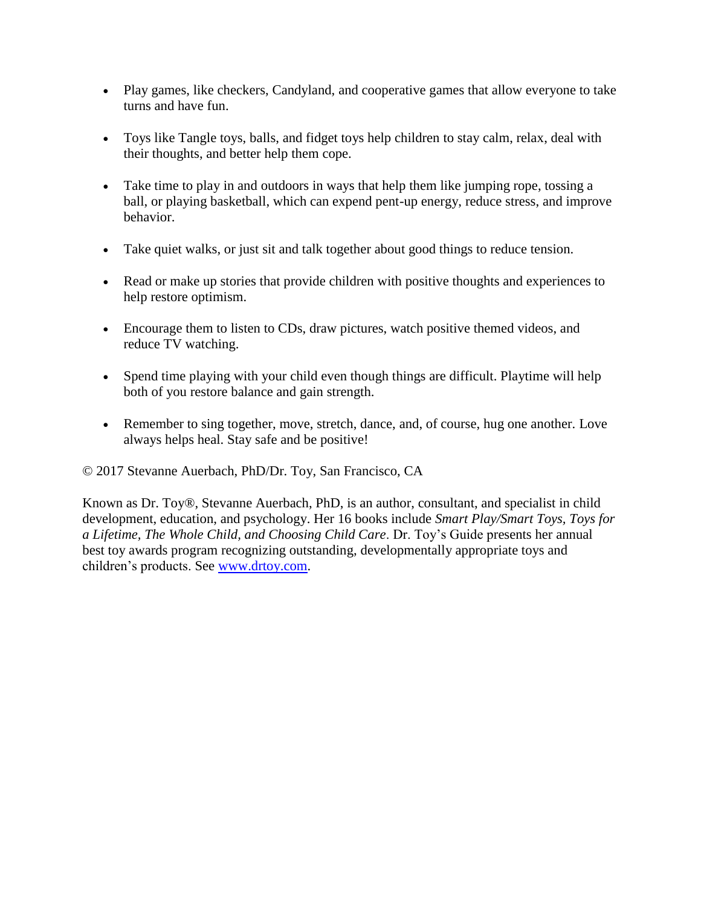- Play games, like checkers, Candyland, and cooperative games that allow everyone to take turns and have fun.

- Toys like Tangle toys, balls, and fidget toys help children to stay calm, relax, deal with their thoughts, and better help them cope.

- Take time to play in and outdoors in ways that help them like jumping rope, tossing a ball, or playing basketball, which can expend pent-up energy, reduce stress, and improve behavior.

- Take quiet walks, or just sit and talk together about good things to reduce tension.

- Read or make up stories that provide children with positive thoughts and experiences to help restore optimism.

- Encourage them to listen to CDs, draw pictures, watch positive themed videos, and reduce TV watching.

- Spend time playing with your child even though things are difficult. Playtime will help both of you restore balance and gain strength.

- Remember to sing together, move, stretch, dance, and, of course, hug one another. Love always helps heal. Stay safe and be positive!

© 2017 Stevanne Auerbach, PhD/Dr. Toy, San Francisco, CA

Known as Dr. Toy®, Stevanne Auerbach, PhD, is an author, consultant, and specialist in child development, education, and psychology. Her 16 books include *Smart Play/Smart Toys, Toys for a Lifetime, The Whole Child, and Choosing Child Care*. Dr. Toy's Guide presents her annual best toy awards program recognizing outstanding, developmentally appropriate toys and children's products. See [www.drtoy.com](http://www.drtoy.com).